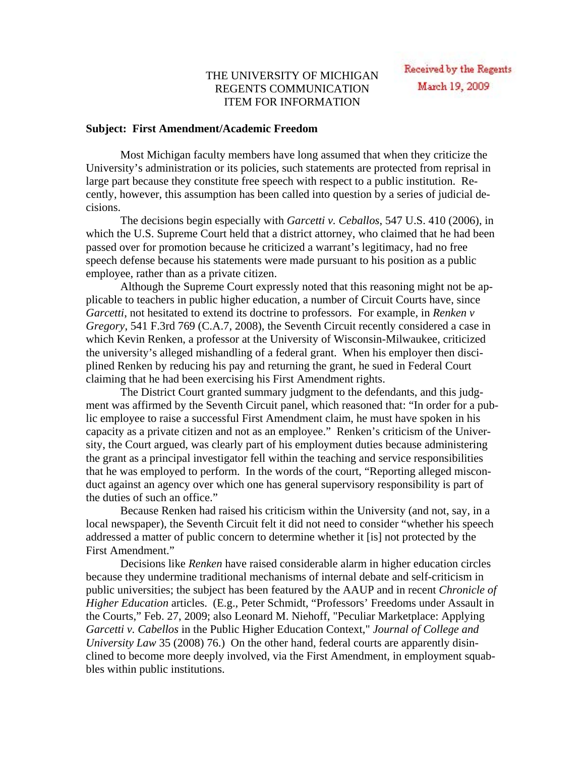THE UNIVERSITY OF MICHIGAN
REGENTS COMMUNICATION
ITEM FOR INFORMATION

Received by the Regents
March 19, 2009

**Subject: First Amendment/Academic Freedom**

Most Michigan faculty members have long assumed that when they criticize the University's administration or its policies, such statements are protected from reprisal in large part because they constitute free speech with respect to a public institution. Recently, however, this assumption has been called into question by a series of judicial decisions.

The decisions begin especially with *Garcetti v. Ceballos*, 547 U.S. 410 (2006), in which the U.S. Supreme Court held that a district attorney, who claimed that he had been passed over for promotion because he criticized a warrant's legitimacy, had no free speech defense because his statements were made pursuant to his position as a public employee, rather than as a private citizen.

Although the Supreme Court expressly noted that this reasoning might not be applicable to teachers in public higher education, a number of Circuit Courts have, since *Garcetti*, not hesitated to extend its doctrine to professors. For example, in *Renken v Gregory*, 541 F.3rd 769 (C.A.7, 2008), the Seventh Circuit recently considered a case in which Kevin Renken, a professor at the University of Wisconsin-Milwaukee, criticized the university's alleged mishandling of a federal grant. When his employer then disciplined Renken by reducing his pay and returning the grant, he sued in Federal Court claiming that he had been exercising his First Amendment rights.

The District Court granted summary judgment to the defendants, and this judgment was affirmed by the Seventh Circuit panel, which reasoned that: "In order for a public employee to raise a successful First Amendment claim, he must have spoken in his capacity as a private citizen and not as an employee." Renken's criticism of the University, the Court argued, was clearly part of his employment duties because administering the grant as a principal investigator fell within the teaching and service responsibilities that he was employed to perform. In the words of the court, "Reporting alleged misconduct against an agency over which one has general supervisory responsibility is part of the duties of such an office."

Because Renken had raised his criticism within the University (and not, say, in a local newspaper), the Seventh Circuit felt it did not need to consider "whether his speech addressed a matter of public concern to determine whether it [is] not protected by the First Amendment."

Decisions like *Renken* have raised considerable alarm in higher education circles because they undermine traditional mechanisms of internal debate and self-criticism in public universities; the subject has been featured by the AAUP and in recent *Chronicle of Higher Education* articles. (E.g., Peter Schmidt, "Professors' Freedoms under Assault in the Courts," Feb. 27, 2009; also Leonard M. Niehoff, "Peculiar Marketplace: Applying *Garcetti v. Cabellos* in the Public Higher Education Context," *Journal of College and University Law* 35 (2008) 76.) On the other hand, federal courts are apparently disinclined to become more deeply involved, via the First Amendment, in employment squabbles within public institutions.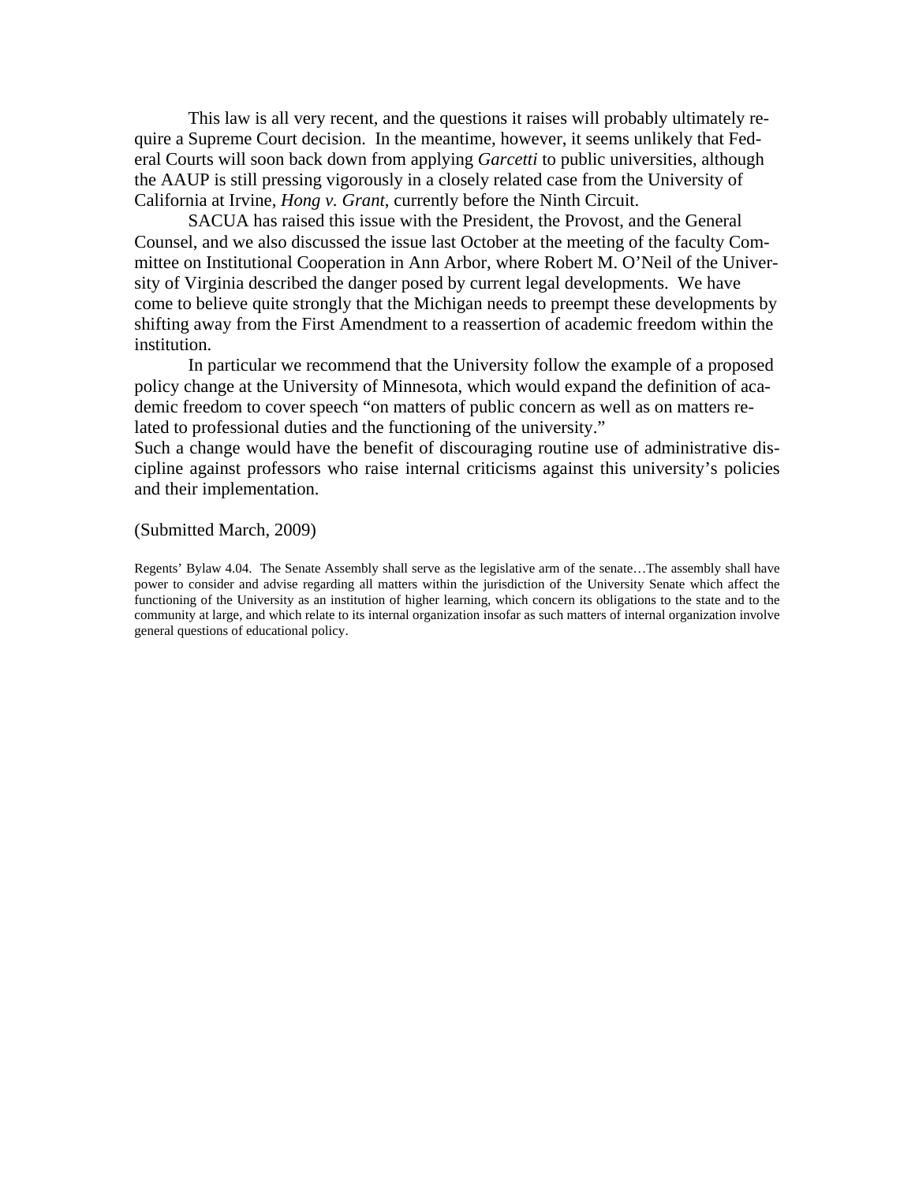This law is all very recent, and the questions it raises will probably ultimately require a Supreme Court decision. In the meantime, however, it seems unlikely that Federal Courts will soon back down from applying *Garcetti* to public universities, although the AAUP is still pressing vigorously in a closely related case from the University of California at Irvine, *Hong v. Grant,* currently before the Ninth Circuit.

SACUA has raised this issue with the President, the Provost, and the General Counsel, and we also discussed the issue last October at the meeting of the faculty Committee on Institutional Cooperation in Ann Arbor, where Robert M. O'Neil of the University of Virginia described the danger posed by current legal developments. We have come to believe quite strongly that the Michigan needs to preempt these developments by shifting away from the First Amendment to a reassertion of academic freedom within the institution.

In particular we recommend that the University follow the example of a proposed policy change at the University of Minnesota, which would expand the definition of academic freedom to cover speech "on matters of public concern as well as on matters related to professional duties and the functioning of the university."
Such a change would have the benefit of discouraging routine use of administrative discipline against professors who raise internal criticisms against this university's policies and their implementation.

(Submitted March, 2009)

Regents' Bylaw 4.04. The Senate Assembly shall serve as the legislative arm of the senate…The assembly shall have power to consider and advise regarding all matters within the jurisdiction of the University Senate which affect the functioning of the University as an institution of higher learning, which concern its obligations to the state and to the community at large, and which relate to its internal organization insofar as such matters of internal organization involve general questions of educational policy.